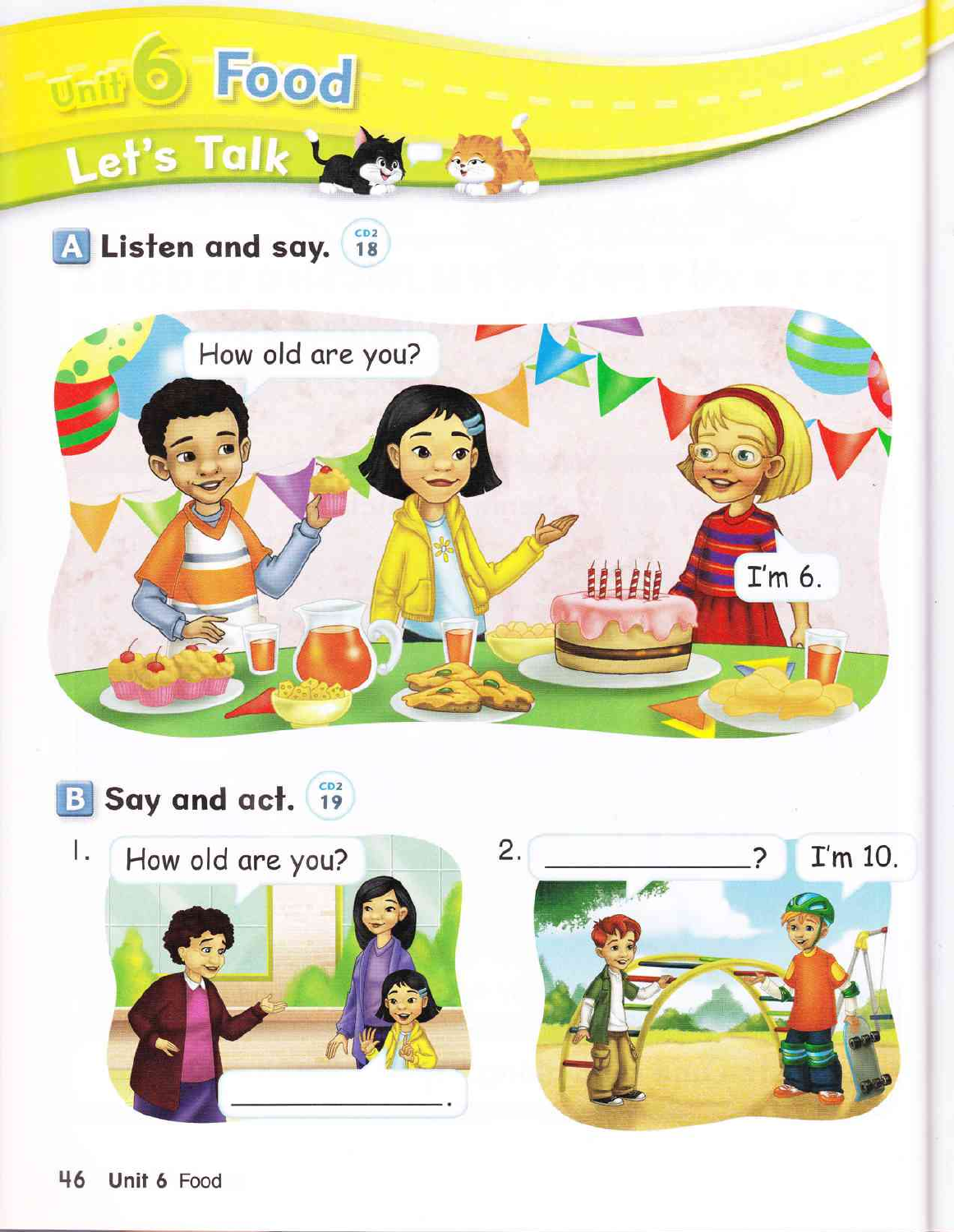# Unit 6 Food

## Let's Talk

### A Listen and say. CD2 18

How old are you?

I'm 6.

### B Say and act. CD2 19

1. How old are you?

   ______________.

2. ______________? I'm 10.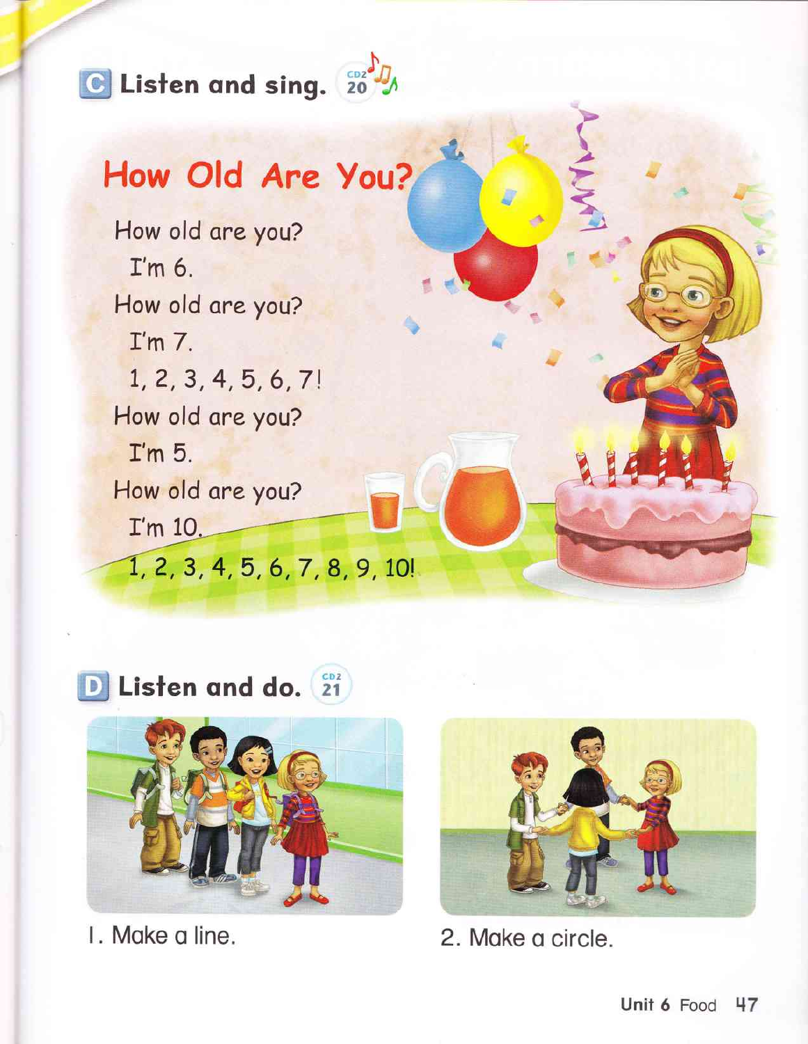## C Listen and sing. CD2 20

### How Old Are You?

How old are you?
I'm 6.
How old are you?
I'm 7.
1, 2, 3, 4, 5, 6, 7!
How old are you?
I'm 5.
How old are you?
I'm 10.
1, 2, 3, 4, 5, 6, 7, 8, 9, 10!

## D Listen and do. CD2 21

1. Make a line.

2. Make a circle.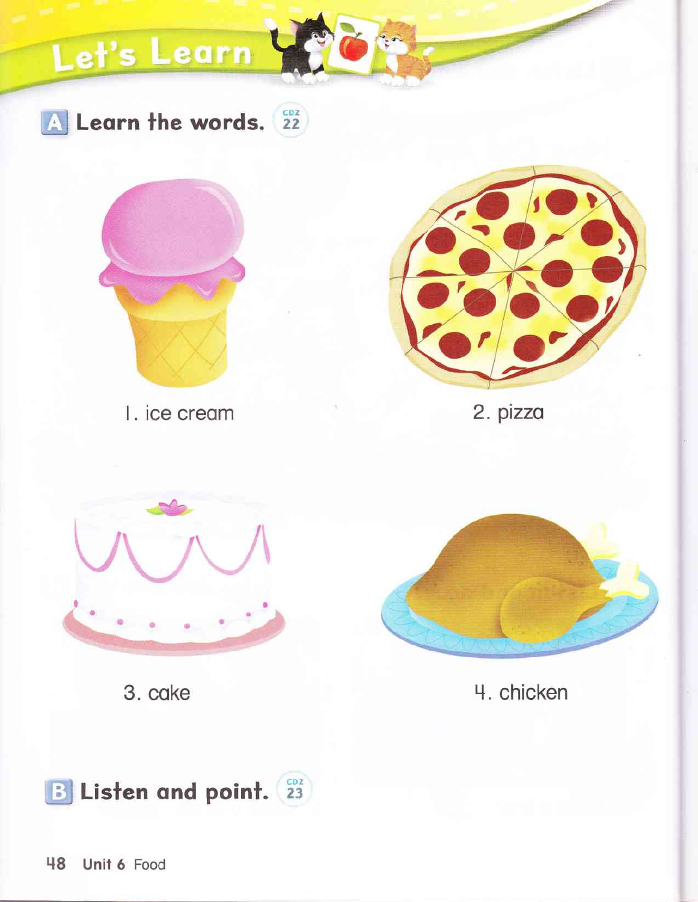# Let's Learn

## A Learn the words. CD2 22

1. ice cream

2. pizza

3. cake

4. chicken

## B Listen and point. CD2 23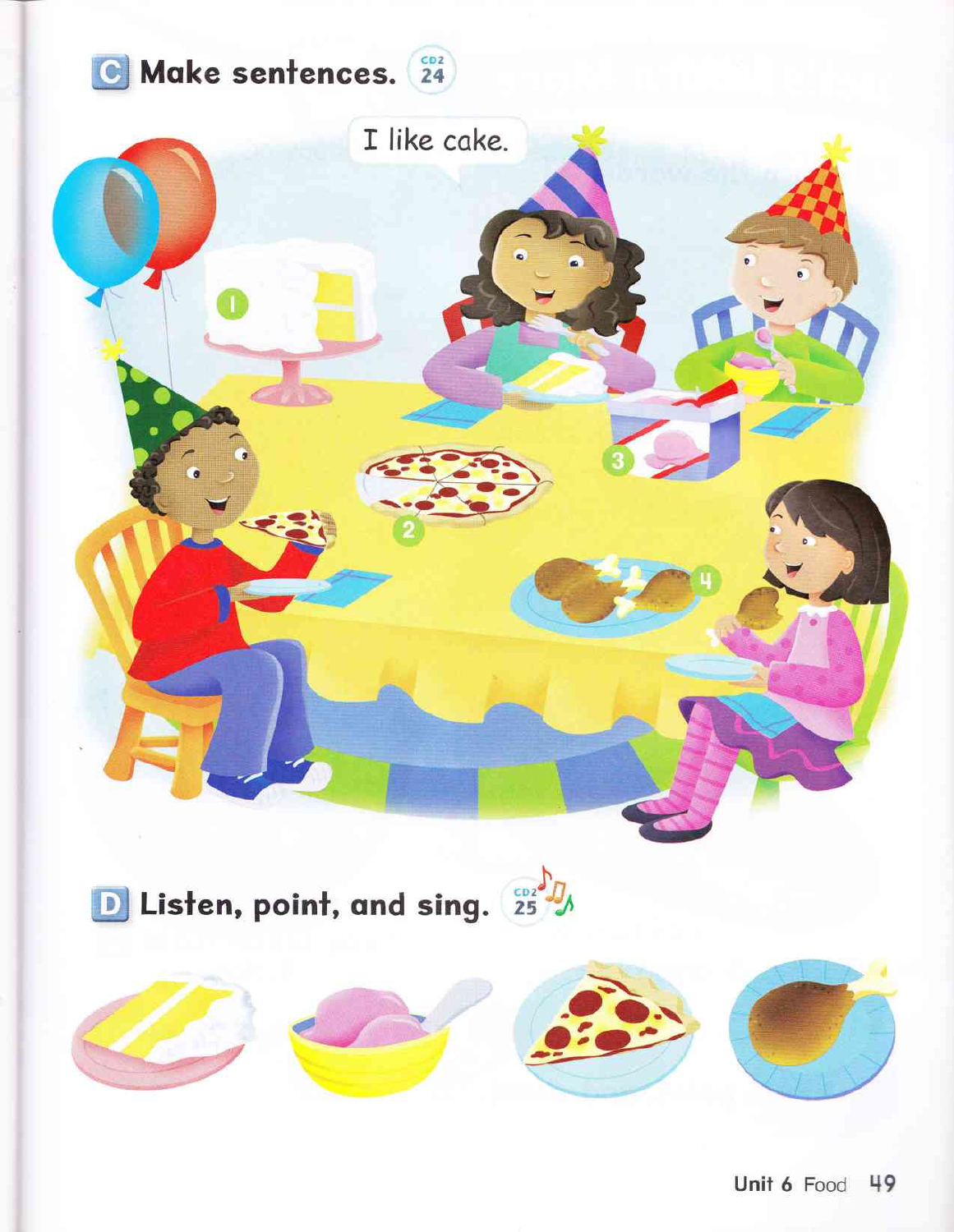## C Make sentences. CD2 24

I like cake.

1

2

3

4

## D Listen, point, and sing. CD2 25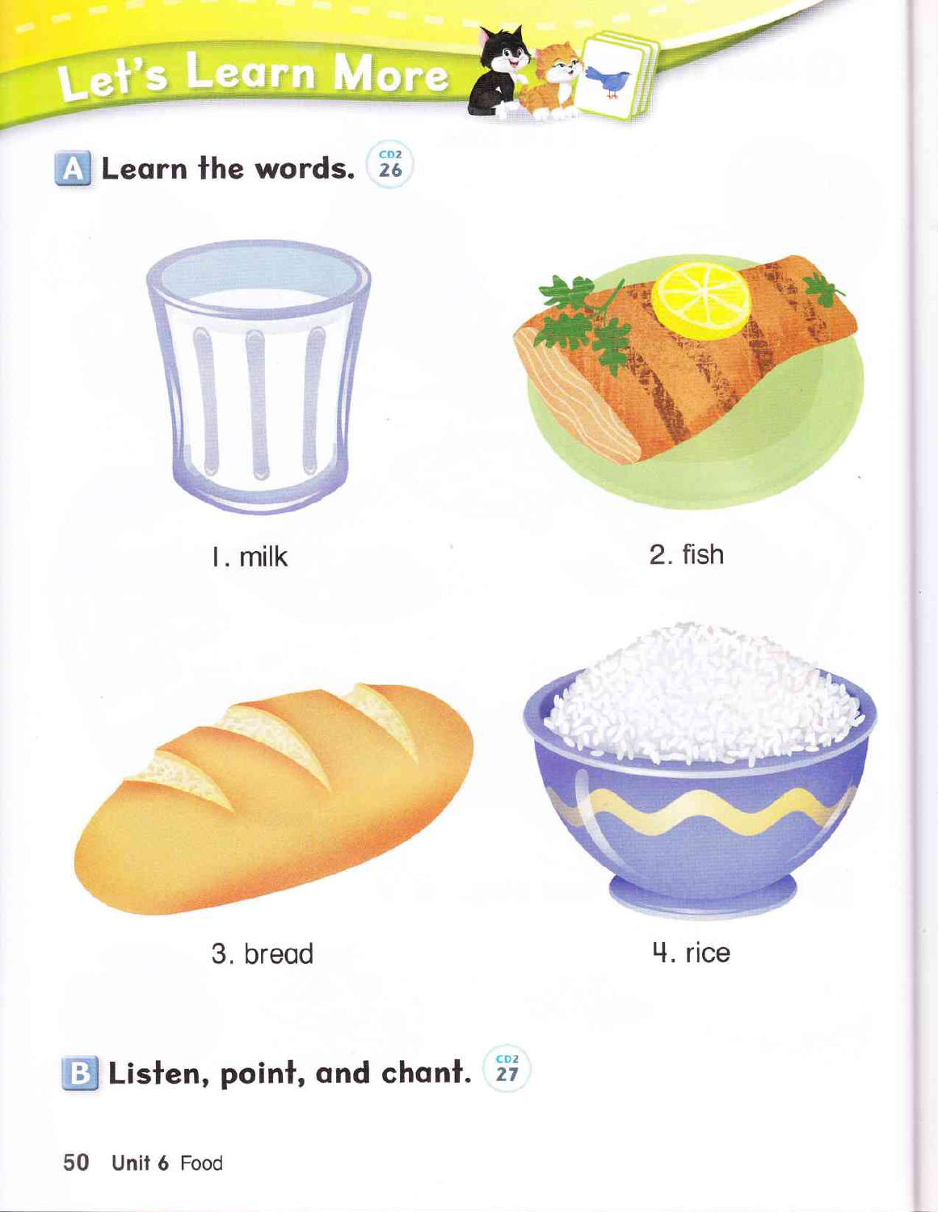# Let's Learn More

## A Learn the words. CD2 26

1. milk
2. fish
3. bread
4. rice

## B Listen, point, and chant. CD2 27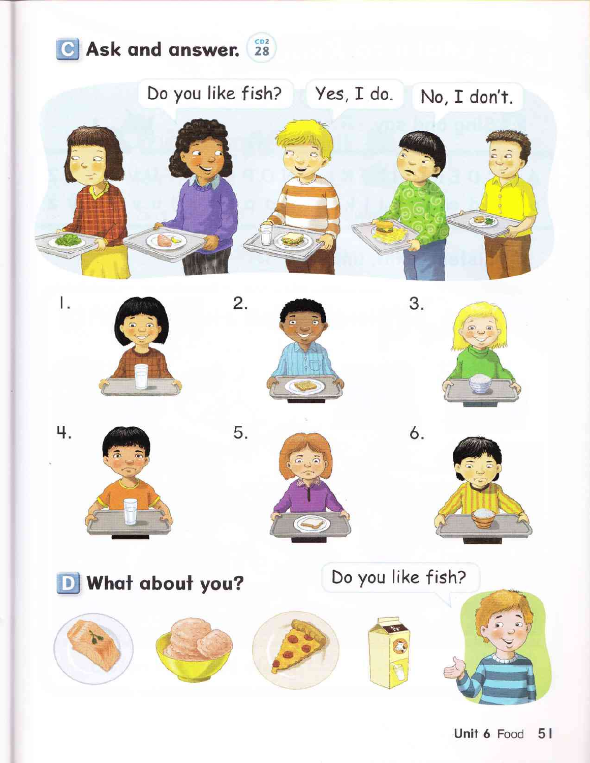## C Ask and answer.

CD2 28

Do you like fish?

Yes, I do.

No, I don't.

1.

2.

3.

4.

5.

6.

## D What about you?

Do you like fish?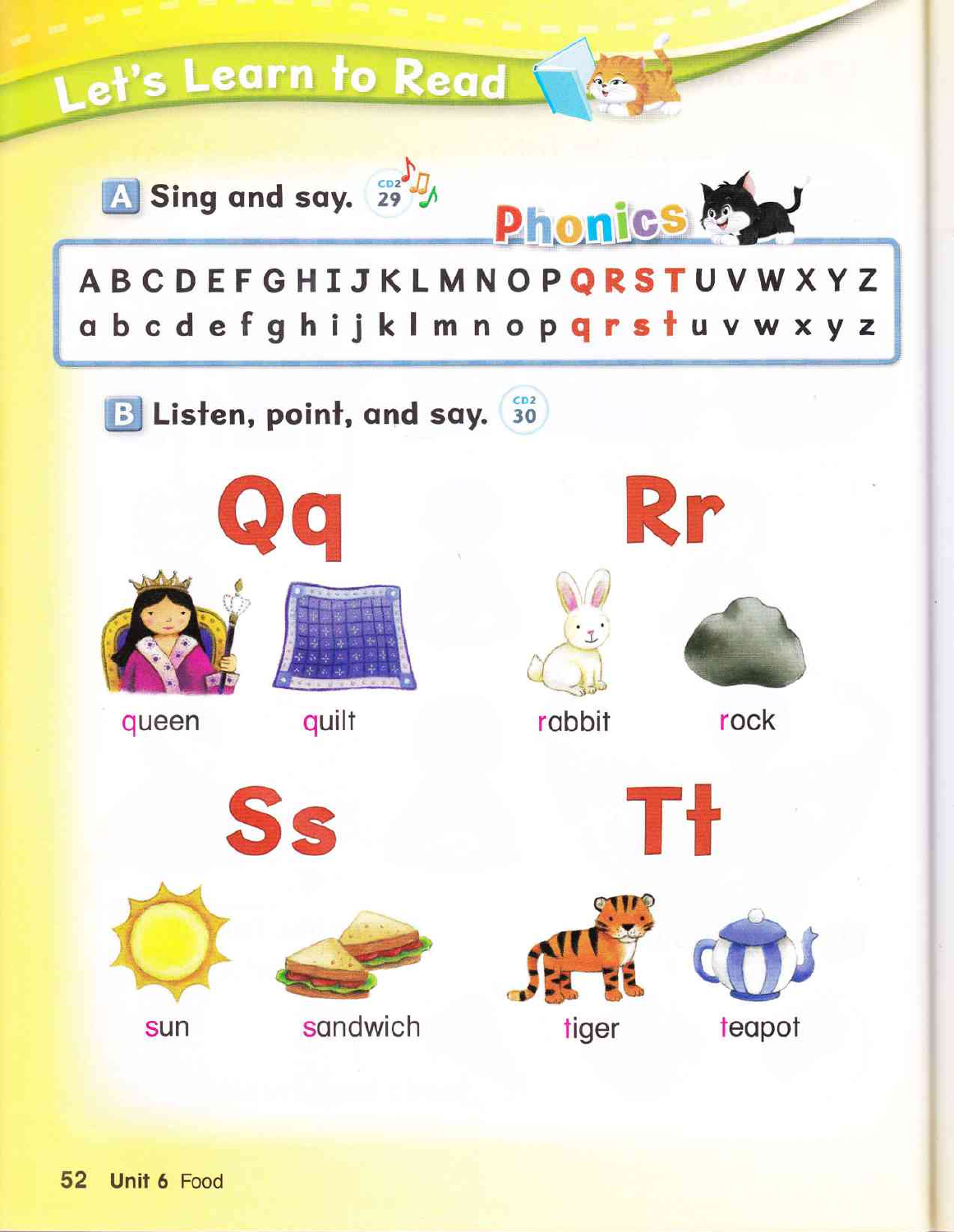# Let's Learn to Read

## A Sing and say. CD2 29

**Phonics**

A B C D E F G H I J K L M N O P **Q R S T** U V W X Y Z

a b c d e f g h i j k l m n o p **q r s t** u v w x y z

## B Listen, point, and say. CD2 30

### Qq

queen

quilt

### Rr

rabbit

rock

### Ss

sun

sandwich

### Tt

tiger

teapot

Unit 6 Food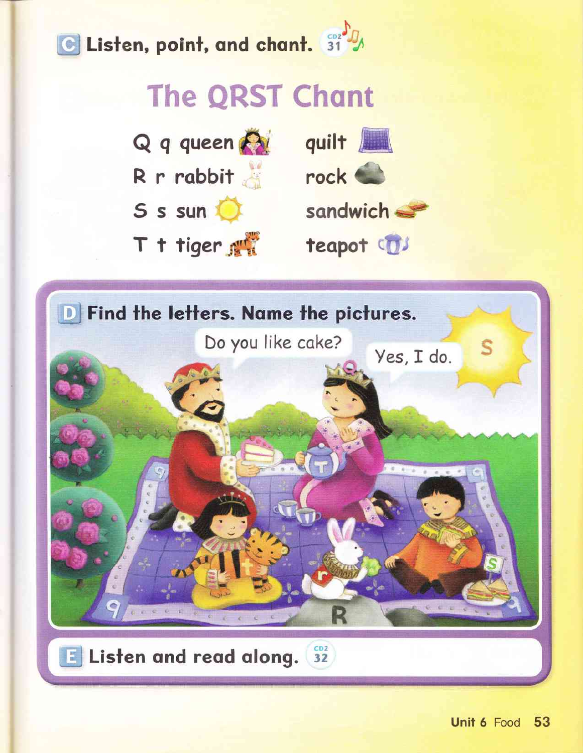**C** **Listen, point, and chant.** CD2 31

## The QRST Chant

Q q queen    quilt
R r rabbit    rock
S s sun    sandwich
T t tiger    teapot

**D** **Find the letters. Name the pictures.**

Do you like cake?

Yes, I do.

**E** **Listen and read along.** CD2 32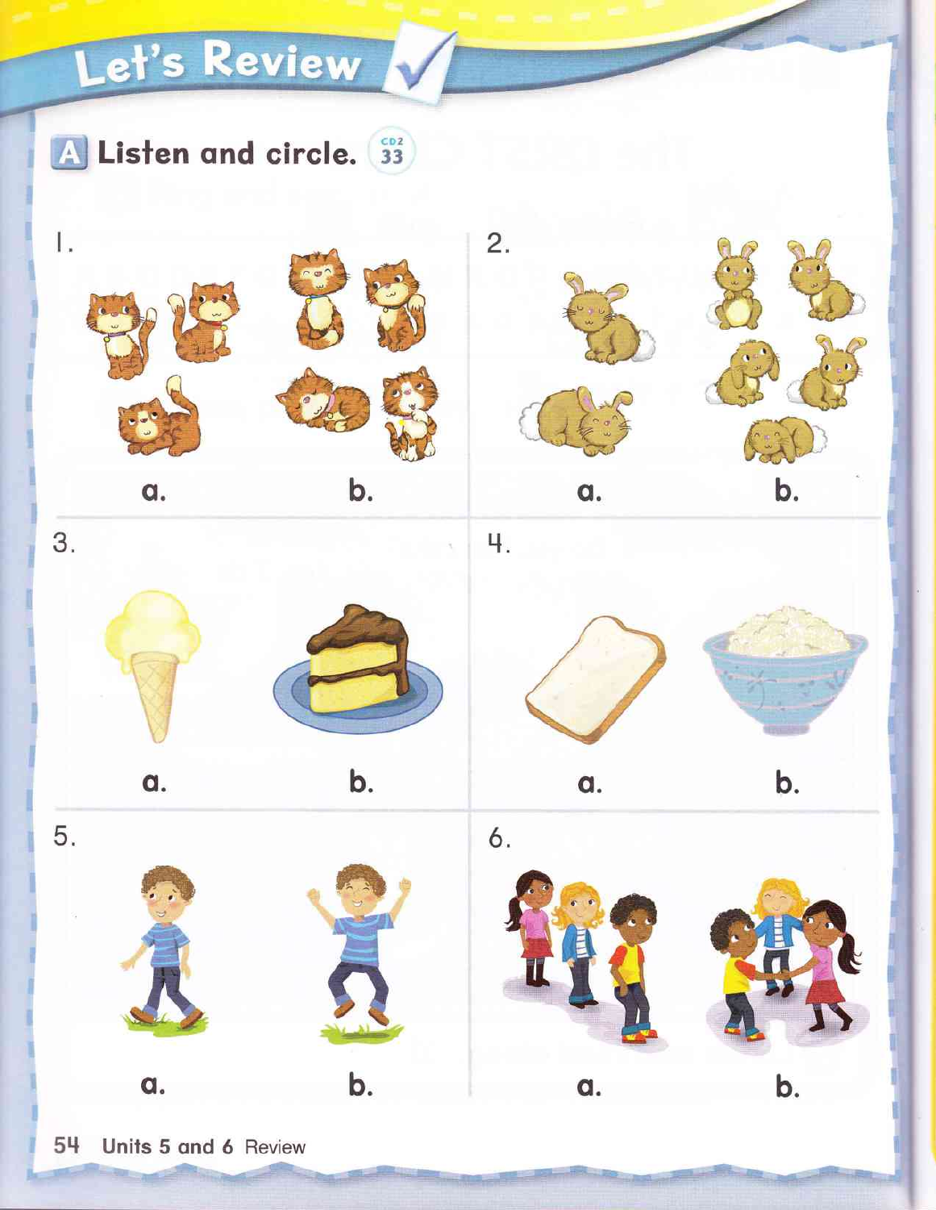# Let's Review

## A Listen and circle. CD2 33

1. a. b.

2. a. b.

3. a. b.

4. a. b.

5. a. b.

6. a. b.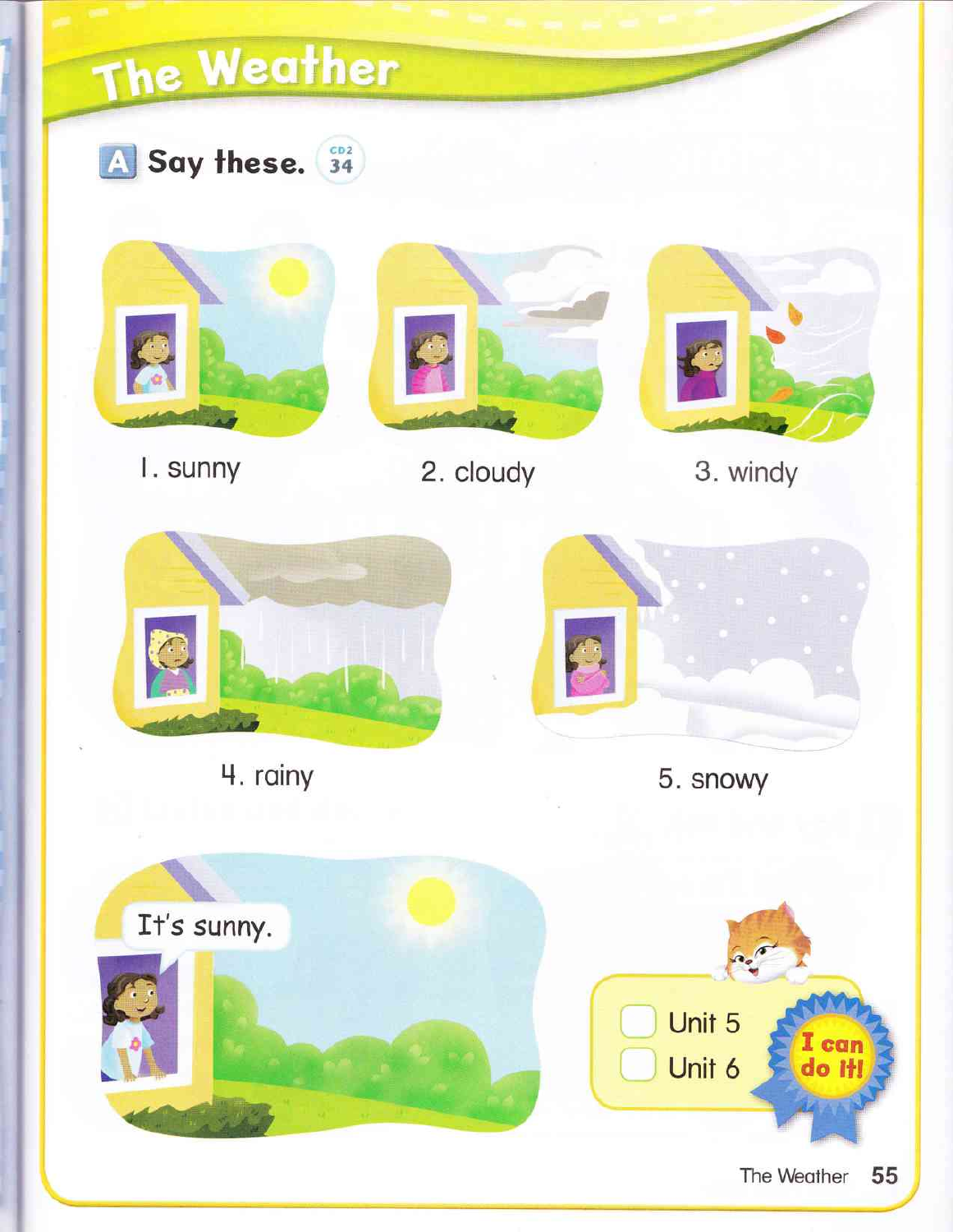# The Weather

## A Say these. CD2 34

1. sunny

2. cloudy

3. windy

4. rainy

5. snowy

It's sunny.

- [ ] Unit 5
- [ ] Unit 6

I can do it!